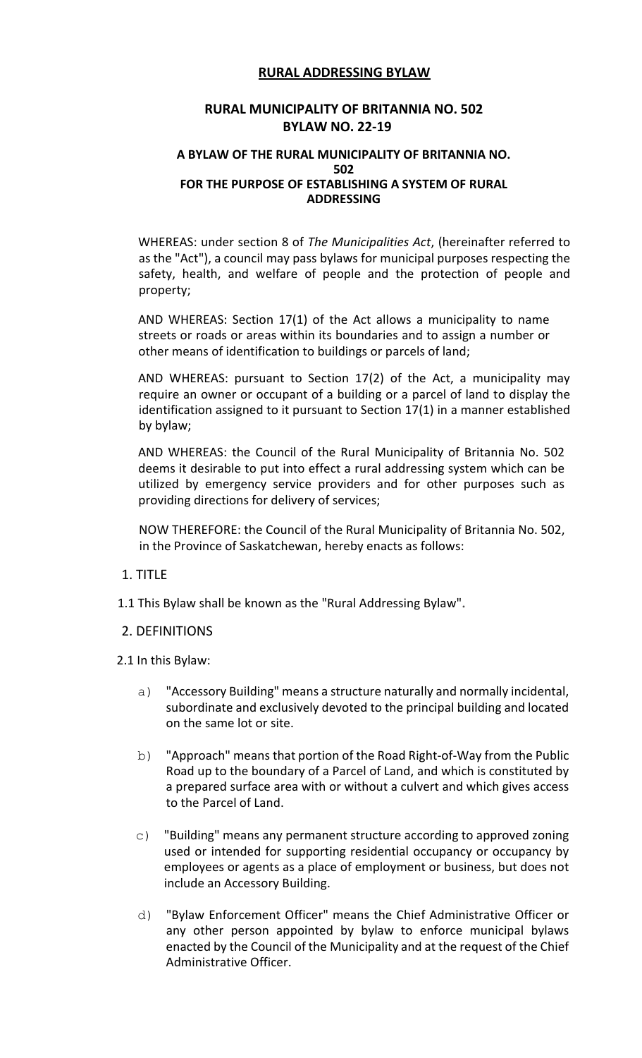## RURAL ADDRESSING BYLAW

### RURAL MUNICIPALITY OF BRITANNIA NO. 502
### BYLAW NO. 22-19

#### A BYLAW OF THE RURAL MUNICIPALITY OF BRITANNIA NO. 502 FOR THE PURPOSE OF ESTABLISHING A SYSTEM OF RURAL ADDRESSING

WHEREAS: under section 8 of *The Municipalities Act*, (hereinafter referred to as the "Act"), a council may pass bylaws for municipal purposes respecting the safety, health, and welfare of people and the protection of people and property;

AND WHEREAS: Section 17(1) of the Act allows a municipality to name streets or roads or areas within its boundaries and to assign a number or other means of identification to buildings or parcels of land;

AND WHEREAS: pursuant to Section 17(2) of the Act, a municipality may require an owner or occupant of a building or a parcel of land to display the identification assigned to it pursuant to Section 17(1) in a manner established by bylaw;

AND WHEREAS: the Council of the Rural Municipality of Britannia No. 502 deems it desirable to put into effect a rural addressing system which can be utilized by emergency service providers and for other purposes such as providing directions for delivery of services;

NOW THEREFORE: the Council of the Rural Municipality of Britannia No. 502, in the Province of Saskatchewan, hereby enacts as follows:

1. TITLE

1.1 This Bylaw shall be known as the "Rural Addressing Bylaw".

2. DEFINITIONS

2.1 In this Bylaw:

a) "Accessory Building" means a structure naturally and normally incidental, subordinate and exclusively devoted to the principal building and located on the same lot or site.

b) "Approach" means that portion of the Road Right-of-Way from the Public Road up to the boundary of a Parcel of Land, and which is constituted by a prepared surface area with or without a culvert and which gives access to the Parcel of Land.

c) "Building" means any permanent structure according to approved zoning used or intended for supporting residential occupancy or occupancy by employees or agents as a place of employment or business, but does not include an Accessory Building.

d) "Bylaw Enforcement Officer" means the Chief Administrative Officer or any other person appointed by bylaw to enforce municipal bylaws enacted by the Council of the Municipality and at the request of the Chief Administrative Officer.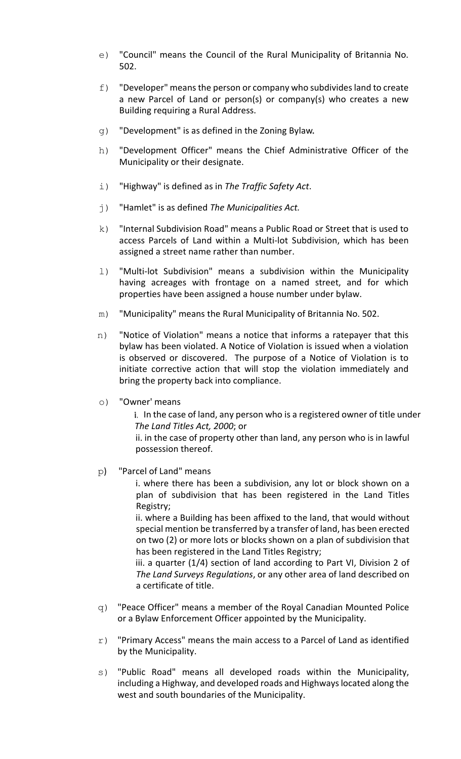e) "Council" means the Council of the Rural Municipality of Britannia No. 502.

f) "Developer" means the person or company who subdivides land to create a new Parcel of Land or person(s) or company(s) who creates a new Building requiring a Rural Address.

g) "Development" is as defined in the Zoning Bylaw.

h) "Development Officer" means the Chief Administrative Officer of the Municipality or their designate.

i) "Highway" is defined as in *The Traffic Safety Act*.

j) "Hamlet" is as defined *The Municipalities Act.*

k) "Internal Subdivision Road" means a Public Road or Street that is used to access Parcels of Land within a Multi-lot Subdivision, which has been assigned a street name rather than number.

l) "Multi-lot Subdivision" means a subdivision within the Municipality having acreages with frontage on a named street, and for which properties have been assigned a house number under bylaw.

m) "Municipality" means the Rural Municipality of Britannia No. 502.

n) "Notice of Violation" means a notice that informs a ratepayer that this bylaw has been violated. A Notice of Violation is issued when a violation is observed or discovered. The purpose of a Notice of Violation is to initiate corrective action that will stop the violation immediately and bring the property back into compliance.

o) "Owner' means

  i. In the case of land, any person who is a registered owner of title under *The Land Titles Act, 2000*; or

  ii. in the case of property other than land, any person who is in lawful possession thereof.

p) "Parcel of Land" means

  i. where there has been a subdivision, any lot or block shown on a plan of subdivision that has been registered in the Land Titles Registry;

  ii. where a Building has been affixed to the land, that would without special mention be transferred by a transfer of land, has been erected on two (2) or more lots or blocks shown on a plan of subdivision that has been registered in the Land Titles Registry;

  iii. a quarter (1/4) section of land according to Part VI, Division 2 of *The Land Surveys Regulations*, or any other area of land described on a certificate of title.

q) "Peace Officer" means a member of the Royal Canadian Mounted Police or a Bylaw Enforcement Officer appointed by the Municipality.

r) "Primary Access" means the main access to a Parcel of Land as identified by the Municipality.

s) "Public Road" means all developed roads within the Municipality, including a Highway, and developed roads and Highways located along the west and south boundaries of the Municipality.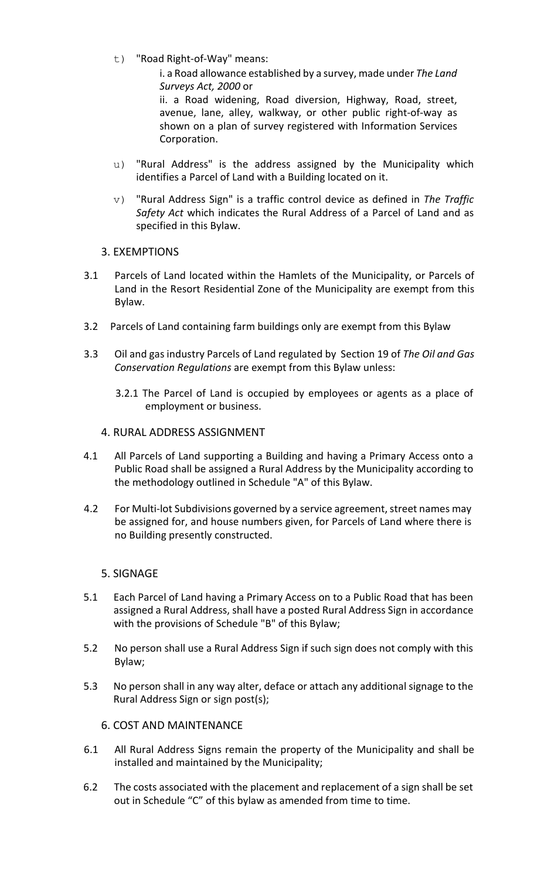t) "Road Right-of-Way" means:

i. a Road allowance established by a survey, made under *The Land Surveys Act, 2000* or

ii. a Road widening, Road diversion, Highway, Road, street, avenue, lane, alley, walkway, or other public right-of-way as shown on a plan of survey registered with Information Services Corporation.

u) "Rural Address" is the address assigned by the Municipality which identifies a Parcel of Land with a Building located on it.

v) "Rural Address Sign" is a traffic control device as defined in *The Traffic Safety Act* which indicates the Rural Address of a Parcel of Land and as specified in this Bylaw.

## 3. EXEMPTIONS

3.1 Parcels of Land located within the Hamlets of the Municipality, or Parcels of Land in the Resort Residential Zone of the Municipality are exempt from this Bylaw.

3.2 Parcels of Land containing farm buildings only are exempt from this Bylaw

3.3 Oil and gas industry Parcels of Land regulated by Section 19 of *The Oil and Gas Conservation Regulations* are exempt from this Bylaw unless:

3.2.1 The Parcel of Land is occupied by employees or agents as a place of employment or business.

## 4. RURAL ADDRESS ASSIGNMENT

4.1 All Parcels of Land supporting a Building and having a Primary Access onto a Public Road shall be assigned a Rural Address by the Municipality according to the methodology outlined in Schedule "A" of this Bylaw.

4.2 For Multi-lot Subdivisions governed by a service agreement, street names may be assigned for, and house numbers given, for Parcels of Land where there is no Building presently constructed.

## 5. SIGNAGE

5.1 Each Parcel of Land having a Primary Access on to a Public Road that has been assigned a Rural Address, shall have a posted Rural Address Sign in accordance with the provisions of Schedule "B" of this Bylaw;

5.2 No person shall use a Rural Address Sign if such sign does not comply with this Bylaw;

5.3 No person shall in any way alter, deface or attach any additional signage to the Rural Address Sign or sign post(s);

## 6. COST AND MAINTENANCE

6.1 All Rural Address Signs remain the property of the Municipality and shall be installed and maintained by the Municipality;

6.2 The costs associated with the placement and replacement of a sign shall be set out in Schedule "C" of this bylaw as amended from time to time.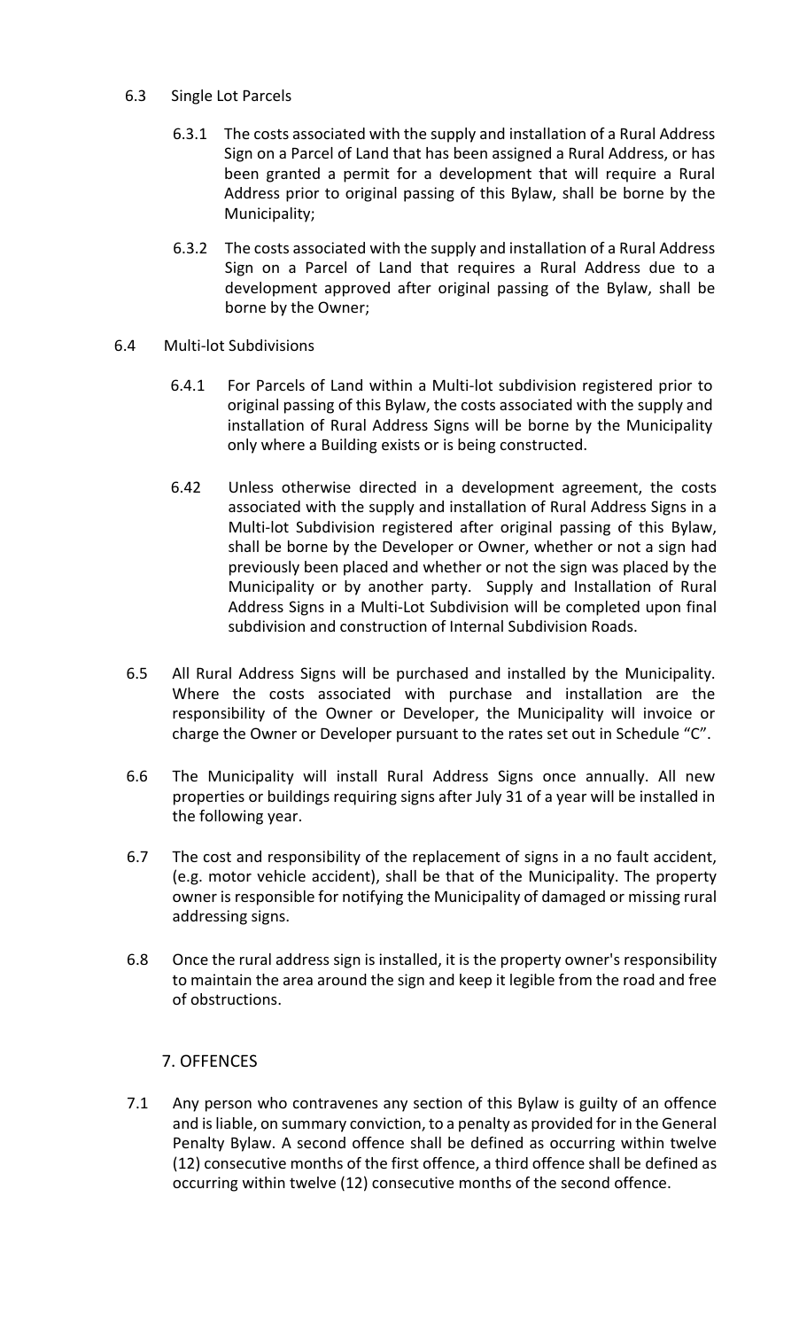6.3 Single Lot Parcels

6.3.1 The costs associated with the supply and installation of a Rural Address Sign on a Parcel of Land that has been assigned a Rural Address, or has been granted a permit for a development that will require a Rural Address prior to original passing of this Bylaw, shall be borne by the Municipality;

6.3.2 The costs associated with the supply and installation of a Rural Address Sign on a Parcel of Land that requires a Rural Address due to a development approved after original passing of the Bylaw, shall be borne by the Owner;

6.4 Multi-lot Subdivisions

6.4.1 For Parcels of Land within a Multi-lot subdivision registered prior to original passing of this Bylaw, the costs associated with the supply and installation of Rural Address Signs will be borne by the Municipality only where a Building exists or is being constructed.

6.42 Unless otherwise directed in a development agreement, the costs associated with the supply and installation of Rural Address Signs in a Multi-lot Subdivision registered after original passing of this Bylaw, shall be borne by the Developer or Owner, whether or not a sign had previously been placed and whether or not the sign was placed by the Municipality or by another party. Supply and Installation of Rural Address Signs in a Multi-Lot Subdivision will be completed upon final subdivision and construction of Internal Subdivision Roads.

6.5 All Rural Address Signs will be purchased and installed by the Municipality. Where the costs associated with purchase and installation are the responsibility of the Owner or Developer, the Municipality will invoice or charge the Owner or Developer pursuant to the rates set out in Schedule "C".

6.6 The Municipality will install Rural Address Signs once annually. All new properties or buildings requiring signs after July 31 of a year will be installed in the following year.

6.7 The cost and responsibility of the replacement of signs in a no fault accident, (e.g. motor vehicle accident), shall be that of the Municipality. The property owner is responsible for notifying the Municipality of damaged or missing rural addressing signs.

6.8 Once the rural address sign is installed, it is the property owner's responsibility to maintain the area around the sign and keep it legible from the road and free of obstructions.

## 7. OFFENCES

7.1 Any person who contravenes any section of this Bylaw is guilty of an offence and is liable, on summary conviction, to a penalty as provided for in the General Penalty Bylaw. A second offence shall be defined as occurring within twelve (12) consecutive months of the first offence, a third offence shall be defined as occurring within twelve (12) consecutive months of the second offence.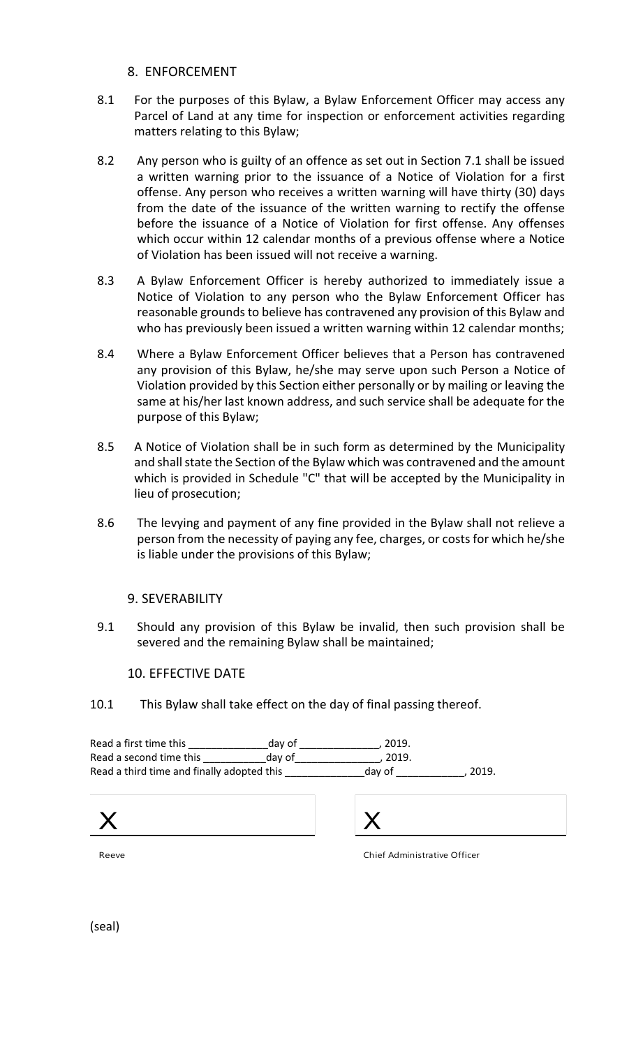## 8. ENFORCEMENT

8.1 For the purposes of this Bylaw, a Bylaw Enforcement Officer may access any Parcel of Land at any time for inspection or enforcement activities regarding matters relating to this Bylaw;

8.2 Any person who is guilty of an offence as set out in Section 7.1 shall be issued a written warning prior to the issuance of a Notice of Violation for a first offense. Any person who receives a written warning will have thirty (30) days from the date of the issuance of the written warning to rectify the offense before the issuance of a Notice of Violation for first offense. Any offenses which occur within 12 calendar months of a previous offense where a Notice of Violation has been issued will not receive a warning.

8.3 A Bylaw Enforcement Officer is hereby authorized to immediately issue a Notice of Violation to any person who the Bylaw Enforcement Officer has reasonable grounds to believe has contravened any provision of this Bylaw and who has previously been issued a written warning within 12 calendar months;

8.4 Where a Bylaw Enforcement Officer believes that a Person has contravened any provision of this Bylaw, he/she may serve upon such Person a Notice of Violation provided by this Section either personally or by mailing or leaving the same at his/her last known address, and such service shall be adequate for the purpose of this Bylaw;

8.5 A Notice of Violation shall be in such form as determined by the Municipality and shall state the Section of the Bylaw which was contravened and the amount which is provided in Schedule "C" that will be accepted by the Municipality in lieu of prosecution;

8.6 The levying and payment of any fine provided in the Bylaw shall not relieve a person from the necessity of paying any fee, charges, or costs for which he/she is liable under the provisions of this Bylaw;

## 9. SEVERABILITY

9.1 Should any provision of this Bylaw be invalid, then such provision shall be severed and the remaining Bylaw shall be maintained;

## 10. EFFECTIVE DATE

10.1 This Bylaw shall take effect on the day of final passing thereof.

Read a first time this \_\_\_\_\_\_\_\_\_\_\_\_\_\_day of \_\_\_\_\_\_\_\_\_\_\_\_\_\_, 2019.
Read a second time this \_\_\_\_\_\_\_\_\_\_\_day of\_\_\_\_\_\_\_\_\_\_\_\_\_\_\_, 2019.
Read a third time and finally adopted this \_\_\_\_\_\_\_\_\_\_\_\_\_\_day of \_\_\_\_\_\_\_\_\_\_\_\_, 2019.

X \_\_\_\_\_\_\_\_\_\_\_\_\_\_\_\_\_\_\_\_\_\_\_\_
Reeve

X \_\_\_\_\_\_\_\_\_\_\_\_\_\_\_\_\_\_\_\_\_\_\_\_
Chief Administrative Officer

(seal)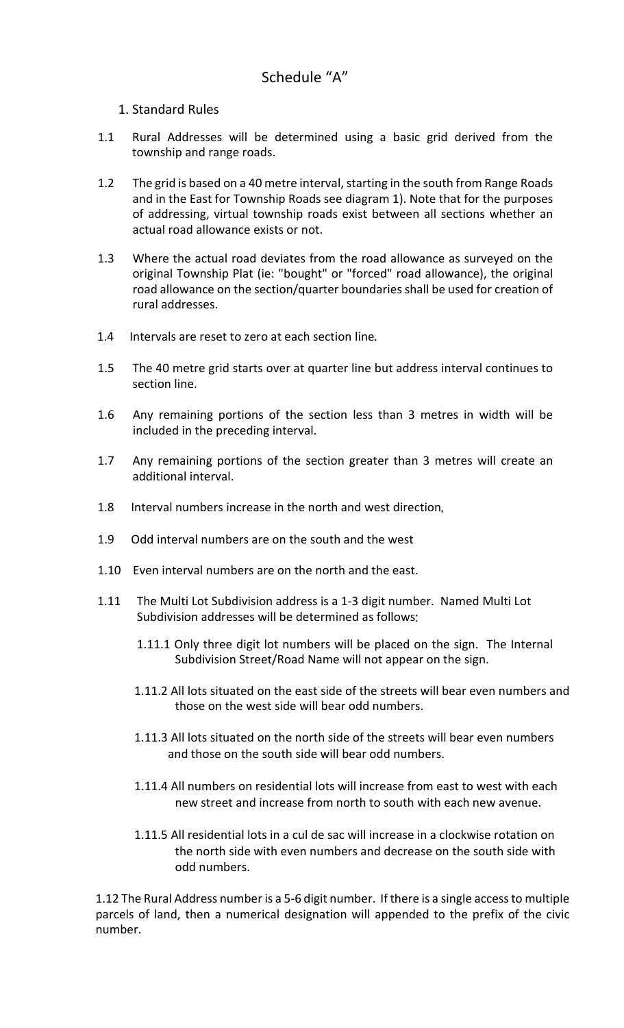# Schedule "A"

1. Standard Rules

1.1 Rural Addresses will be determined using a basic grid derived from the township and range roads.

1.2 The grid is based on a 40 metre interval, starting in the south from Range Roads and in the East for Township Roads see diagram 1). Note that for the purposes of addressing, virtual township roads exist between all sections whether an actual road allowance exists or not.

1.3 Where the actual road deviates from the road allowance as surveyed on the original Township Plat (ie: "bought" or "forced" road allowance), the original road allowance on the section/quarter boundaries shall be used for creation of rural addresses.

1.4 Intervals are reset to zero at each section line.

1.5 The 40 metre grid starts over at quarter line but address interval continues to section line.

1.6 Any remaining portions of the section less than 3 metres in width will be included in the preceding interval.

1.7 Any remaining portions of the section greater than 3 metres will create an additional interval.

1.8 Interval numbers increase in the north and west direction.

1.9 Odd interval numbers are on the south and the west

1.10 Even interval numbers are on the north and the east.

1.11 The Multi Lot Subdivision address is a 1-3 digit number. Named Multi Lot Subdivision addresses will be determined as follows:

1.11.1 Only three digit lot numbers will be placed on the sign. The Internal Subdivision Street/Road Name will not appear on the sign.

1.11.2 All lots situated on the east side of the streets will bear even numbers and those on the west side will bear odd numbers.

1.11.3 All lots situated on the north side of the streets will bear even numbers and those on the south side will bear odd numbers.

1.11.4 All numbers on residential lots will increase from east to west with each new street and increase from north to south with each new avenue.

1.11.5 All residential lots in a cul de sac will increase in a clockwise rotation on the north side with even numbers and decrease on the south side with odd numbers.

1.12 The Rural Address number is a 5-6 digit number. If there is a single access to multiple parcels of land, then a numerical designation will appended to the prefix of the civic number.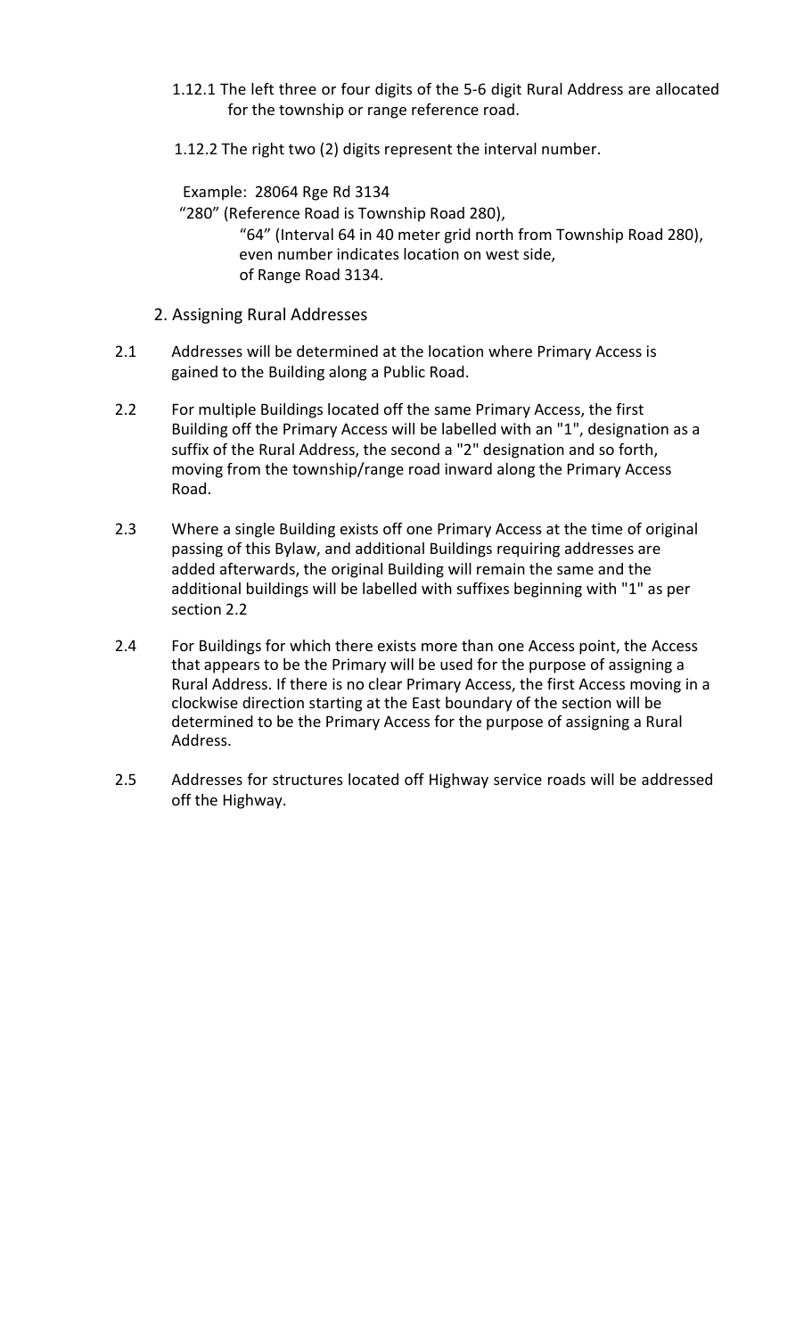1.12.1 The left three or four digits of the 5-6 digit Rural Address are allocated for the township or range reference road.

1.12.2 The right two (2) digits represent the interval number.

Example: 28064 Rge Rd 3134
"280" (Reference Road is Township Road 280),
"64" (Interval 64 in 40 meter grid north from Township Road 280),
even number indicates location on west side,
of Range Road 3134.

## 2. Assigning Rural Addresses

2.1 Addresses will be determined at the location where Primary Access is gained to the Building along a Public Road.

2.2 For multiple Buildings located off the same Primary Access, the first Building off the Primary Access will be labelled with an "1", designation as a suffix of the Rural Address, the second a "2" designation and so forth, moving from the township/range road inward along the Primary Access Road.

2.3 Where a single Building exists off one Primary Access at the time of original passing of this Bylaw, and additional Buildings requiring addresses are added afterwards, the original Building will remain the same and the additional buildings will be labelled with suffixes beginning with "1" as per section 2.2

2.4 For Buildings for which there exists more than one Access point, the Access that appears to be the Primary will be used for the purpose of assigning a Rural Address. If there is no clear Primary Access, the first Access moving in a clockwise direction starting at the East boundary of the section will be determined to be the Primary Access for the purpose of assigning a Rural Address.

2.5 Addresses for structures located off Highway service roads will be addressed off the Highway.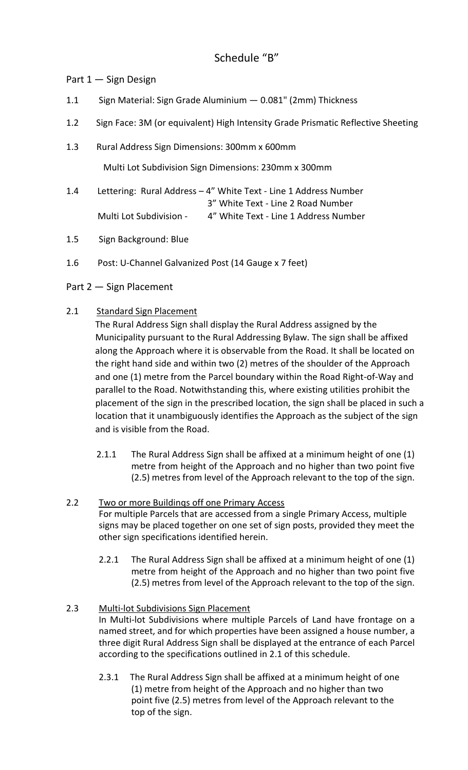# Schedule "B"

## Part 1 — Sign Design

1.1 Sign Material: Sign Grade Aluminium — 0.081" (2mm) Thickness

1.2 Sign Face: 3M (or equivalent) High Intensity Grade Prismatic Reflective Sheeting

1.3 Rural Address Sign Dimensions: 300mm x 600mm

Multi Lot Subdivision Sign Dimensions: 230mm x 300mm

1.4 Lettering: Rural Address – 4" White Text - Line 1 Address Number
3" White Text - Line 2 Road Number
Multi Lot Subdivision - 4" White Text - Line 1 Address Number

1.5 Sign Background: Blue

1.6 Post: U-Channel Galvanized Post (14 Gauge x 7 feet)

## Part 2 — Sign Placement

2.1 Standard Sign Placement

The Rural Address Sign shall display the Rural Address assigned by the Municipality pursuant to the Rural Addressing Bylaw. The sign shall be affixed along the Approach where it is observable from the Road. It shall be located on the right hand side and within two (2) metres of the shoulder of the Approach and one (1) metre from the Parcel boundary within the Road Right-of-Way and parallel to the Road. Notwithstanding this, where existing utilities prohibit the placement of the sign in the prescribed location, the sign shall be placed in such a location that it unambiguously identifies the Approach as the subject of the sign and is visible from the Road.

2.1.1 The Rural Address Sign shall be affixed at a minimum height of one (1) metre from height of the Approach and no higher than two point five (2.5) metres from level of the Approach relevant to the top of the sign.

2.2 Two or more Buildings off one Primary Access

For multiple Parcels that are accessed from a single Primary Access, multiple signs may be placed together on one set of sign posts, provided they meet the other sign specifications identified herein.

2.2.1 The Rural Address Sign shall be affixed at a minimum height of one (1) metre from height of the Approach and no higher than two point five (2.5) metres from level of the Approach relevant to the top of the sign.

2.3 Multi-lot Subdivisions Sign Placement

In Multi-lot Subdivisions where multiple Parcels of Land have frontage on a named street, and for which properties have been assigned a house number, a three digit Rural Address Sign shall be displayed at the entrance of each Parcel according to the specifications outlined in 2.1 of this schedule.

2.3.1 The Rural Address Sign shall be affixed at a minimum height of one (1) metre from height of the Approach and no higher than two point five (2.5) metres from level of the Approach relevant to the top of the sign.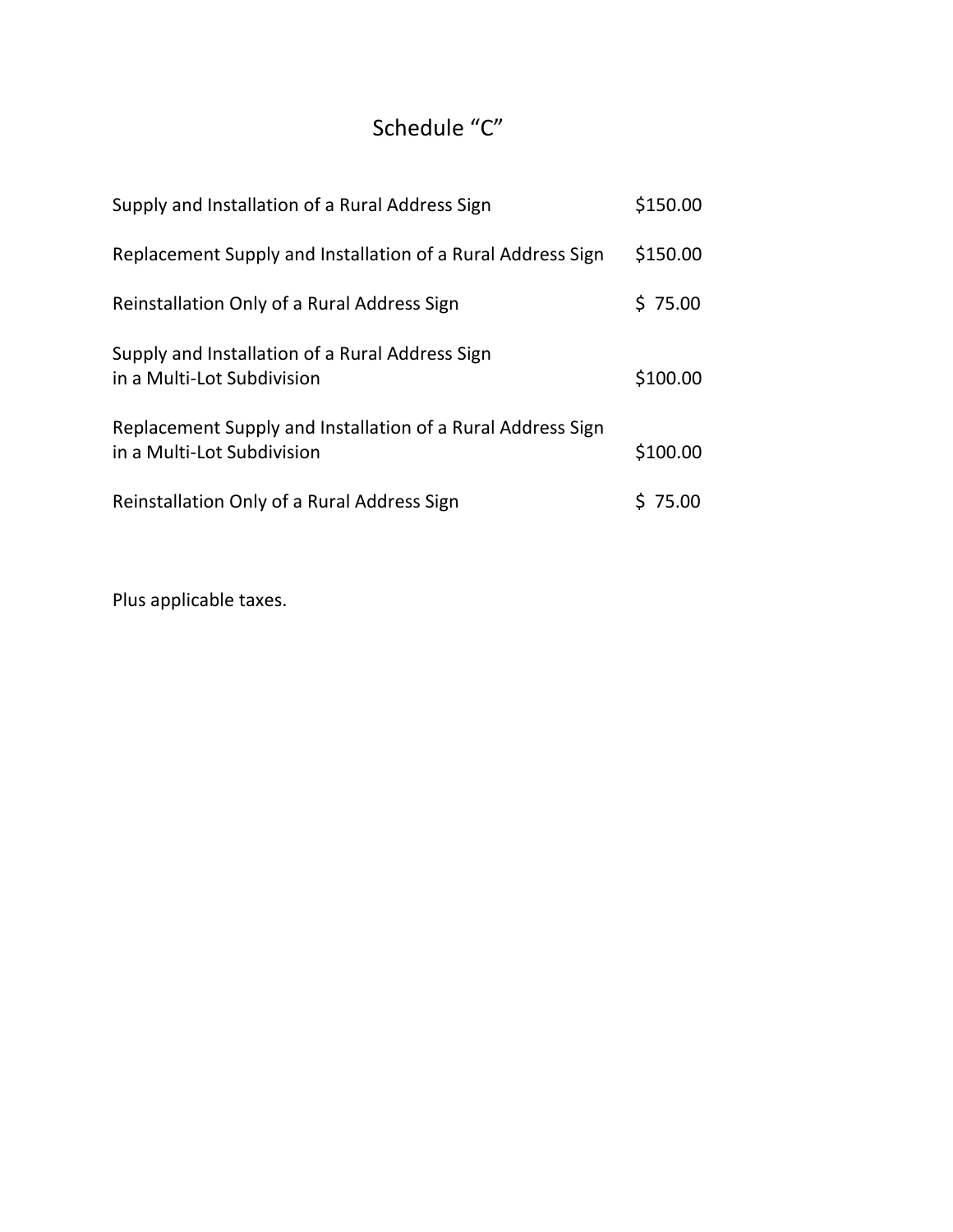# Schedule "C"

| | |
|---|---|
| Supply and Installation of a Rural Address Sign | $150.00 |
| Replacement Supply and Installation of a Rural Address Sign | $150.00 |
| Reinstallation Only of a Rural Address Sign | $ 75.00 |
| Supply and Installation of a Rural Address Sign in a Multi-Lot Subdivision | $100.00 |
| Replacement Supply and Installation of a Rural Address Sign in a Multi-Lot Subdivision | $100.00 |
| Reinstallation Only of a Rural Address Sign | $ 75.00 |

Plus applicable taxes.